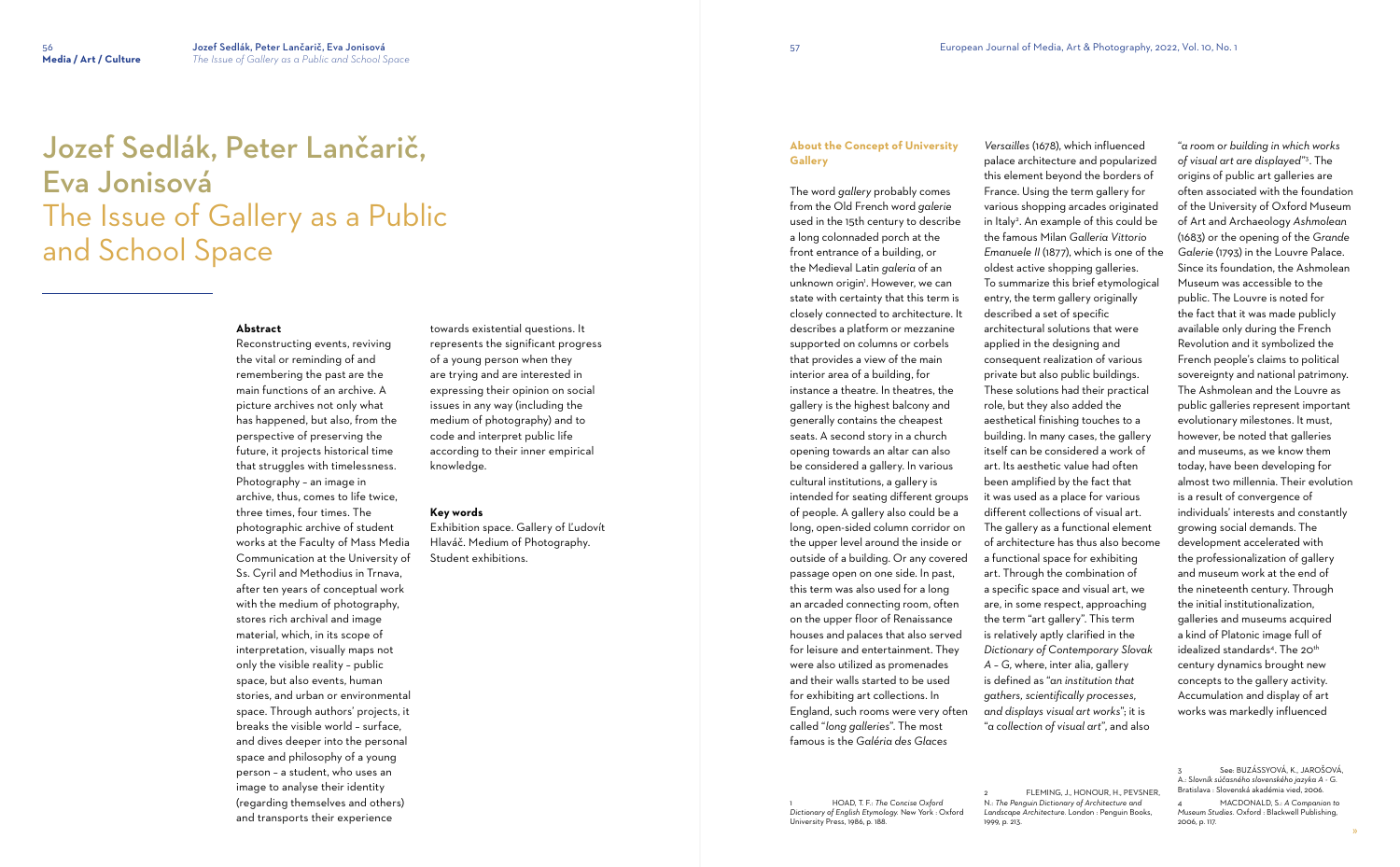# Jozef Sedlák, Peter Lančarič, Eva Jonisová
# The Issue of Gallery as a Public and School Space

**Abstract**

Reconstructing events, reviving the vital or reminding of and remembering the past are the main functions of an archive. A picture archives not only what has happened, but also, from the perspective of preserving the future, it projects historical time that struggles with timelessness. Photography – an image in archive, thus, comes to life twice, three times, four times. The photographic archive of student works at the Faculty of Mass Media Communication at the University of Ss. Cyril and Methodius in Trnava, after ten years of conceptual work with the medium of photography, stores rich archival and image material, which, in its scope of interpretation, visually maps not only the visible reality – public space, but also events, human stories, and urban or environmental space. Through authors' projects, it breaks the visible world – surface, and dives deeper into the personal space and philosophy of a young person – a student, who uses an image to analyse their identity (regarding themselves and others) and transports their experience towards existential questions. It represents the significant progress of a young person when they are trying and are interested in expressing their opinion on social issues in any way (including the medium of photography) and to code and interpret public life according to their inner empirical knowledge.

**Key words**

Exhibition space. Gallery of Ľudovít Hlaváč. Medium of Photography. Student exhibitions.

## About the Concept of University Gallery

The word *gallery* probably comes from the Old French word *galerie* used in the 15th century to describe a long colonnaded porch at the front entrance of a building, or the Medieval Latin *galeria* of an unknown origin[1]. However, we can state with certainty that this term is closely connected to architecture. It describes a platform or mezzanine supported on columns or corbels that provides a view of the main interior area of a building, for instance a theatre. In theatres, the gallery is the highest balcony and generally contains the cheapest seats. A second story in a church opening towards an altar can also be considered a gallery. In various cultural institutions, a gallery is intended for seating different groups of people. A gallery also could be a long, open-sided column corridor on the upper level around the inside or outside of a building. Or any covered passage open on one side. In past, this term was also used for a long an arcaded connecting room, often on the upper floor of Renaissance houses and palaces that also served for leisure and entertainment. They were also utilized as promenades and their walls started to be used for exhibiting art collections. In England, such rooms were very often called "*long galleries*". The most famous is the *Galéria des Glaces Versailles* (1678), which influenced palace architecture and popularized this element beyond the borders of France. Using the term gallery for various shopping arcades originated in Italy[2]. An example of this could be the famous Milan *Galleria Vittorio Emanuele II* (1877), which is one of the oldest active shopping galleries. To summarize this brief etymological entry, the term gallery originally described a set of specific architectural solutions that were applied in the designing and consequent realization of various private but also public buildings. These solutions had their practical role, but they also added the aesthetical finishing touches to a building. In many cases, the gallery itself can be considered a work of art. Its aesthetic value had often been amplified by the fact that it was used as a place for various different collections of visual art. The gallery as a functional element of architecture has thus also become a functional space for exhibiting art. Through the combination of a specific space and visual art, we are, in some respect, approaching the term "art gallery". This term is relatively aptly clarified in the *Dictionary of Contemporary Slovak A – G*, where, inter alia, gallery is defined as "*an institution that gathers, scientifically processes, and displays visual art works*"; it is "*a collection of visual art*", and also "*a room or building in which works of visual art are displayed*"[3]. The origins of public art galleries are often associated with the foundation of the University of Oxford Museum of Art and Archaeology *Ashmolean* (1683) or the opening of the *Grande Galerie* (1793) in the Louvre Palace. Since its foundation, the Ashmolean Museum was accessible to the public. The Louvre is noted for the fact that it was made publicly available only during the French Revolution and it symbolized the French people's claims to political sovereignty and national patrimony. The Ashmolean and the Louvre as public galleries represent important evolutionary milestones. It must, however, be noted that galleries and museums, as we know them today, have been developing for almost two millennia. Their evolution is a result of convergence of individuals' interests and constantly growing social demands. The development accelerated with the professionalization of gallery and museum work at the end of the nineteenth century. Through the initial institutionalization, galleries and museums acquired a kind of Platonic image full of idealized standards[4]. The 20th century dynamics brought new concepts to the gallery activity. Accumulation and display of art works was markedly influenced

1 HOAD, T. F.: *The Concise Oxford Dictionary of English Etymology.* New York : Oxford University Press, 1986, p. 188.

2 FLEMING, J., HONOUR, H., PEVSNER, N.: *The Penguin Dictionary of Architecture and Landscape Architecture.* London : Penguin Books, 1999, p. 213.

3 See: BUZÁSSYOVÁ, K., JAROŠOVÁ, A.: *Slovník súčasného slovenského jazyka A - G.* Bratislava : Slovenská akadémia vied, 2006.

4 MACDONALD, S.: *A Companion to Museum Studies.* Oxford : Blackwell Publishing, 2006, p. 117.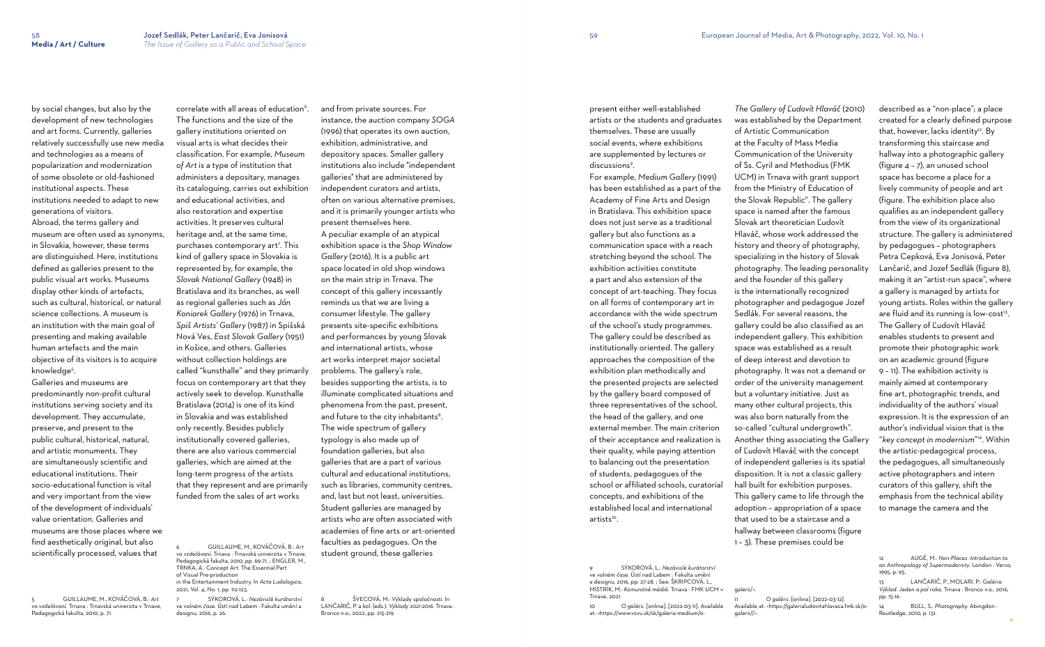by social changes, but also by the development of new technologies and art forms. Currently, galleries relatively successfully use new media and technologies as a means of popularization and modernization of some obsolete or old-fashioned institutional aspects. These institutions needed to adapt to new generations of visitors.

Abroad, the terms gallery and museum are often used as synonyms, in Slovakia, however, these terms are distinguished. Here, institutions defined as galleries present to the public visual art works. Museums display other kinds of artefacts, such as cultural, historical, or natural science collections. A museum is an institution with the main goal of presenting and making available human artefacts and the main objective of its visitors is to acquire knowledge[5].

Galleries and museums are predominantly non-profit cultural institutions serving society and its development. They accumulate, preserve, and present to the public cultural, historical, natural, and artistic monuments. They are simultaneously scientific and educational institutions. Their socio-educational function is vital and very important from the view of the development of individuals' value orientation. Galleries and museums are those places where we find aesthetically original, but also scientifically processed, values that correlate with all areas of education[6]. The functions and the size of the gallery institutions oriented on visual arts is what decides their classification. For example, *Museum of Art* is a type of institution that administers a depositary, manages its cataloguing, carries out exhibition and educational activities, and also restoration and expertise activities. It preserves cultural heritage and, at the same time, purchases contemporary art[7]. This kind of gallery space in Slovakia is represented by, for example, the *Slovak National Gallery* (1948) in Bratislava and its branches, as well as regional galleries such as *Ján Koniarek Gallery* (1976) in Trnava, *Spiš Artists' Gallery* (1987) in Spišská Nová Ves, *East Slovak Gallery* (1951) in Košice, and others. Galleries without collection holdings are called "kunsthalle" and they primarily focus on contemporary art that they actively seek to develop. Kunsthalle Bratislava (2014) is one of its kind in Slovakia and was established only recently. Besides publicly institutionally covered galleries, there are also various commercial galleries, which are aimed at the long-term progress of the artists that they represent and are primarily funded from the sales of art works and from private sources. For instance, the auction company *SOGA* (1996) that operates its own auction, exhibition, administrative, and depository spaces. Smaller gallery institutions also include "independent galleries" that are administered by independent curators and artists, often on various alternative premises, and it is primarily younger artists who present themselves here.

A peculiar example of an atypical exhibition space is the *Shop Window Gallery* (2016). It is a public art space located in old shop windows on the main strip in Trnava. The concept of this gallery incessantly reminds us that we are living a consumer lifestyle. The gallery presents site-specific exhibitions and performances by young Slovak and international artists, whose art works interpret major societal problems. The gallery's role, besides supporting the artists, is to illuminate complicated situations and phenomena from the past, present, and future to the city inhabitants[8].

The wide spectrum of gallery typology is also made up of foundation galleries, but also galleries that are a part of various cultural and educational institutions, such as libraries, community centres, and, last but not least, universities. Student galleries are managed by artists who are often associated with academies of fine arts or art-oriented faculties as pedagogues. On the student ground, these galleries present either well-established artists or the students and graduates themselves. These are usually social events, where exhibitions are supplemented by lectures or discussions[9].

For example, *Medium Gallery* (1991) has been established as a part of the Academy of Fine Arts and Design in Bratislava. This exhibition space does not just serve as a traditional gallery but also functions as a communication space with a reach stretching beyond the school. The exhibition activities constitute a part and also extension of the concept of art-teaching. They focus on all forms of contemporary art in accordance with the wide spectrum of the school's study programmes. The gallery could be described as institutionally oriented. The gallery approaches the composition of the exhibition plan methodically and the presented projects are selected by the gallery board composed of three representatives of the school, the head of the gallery, and one external member. The main criterion of their acceptance and realization is their quality, while paying attention to balancing out the presentation of students, pedagogues of the school or affiliated schools, curatorial concepts, and exhibitions of the established local and international artists[10].

*The Gallery of Ľudovít Hlaváč* (2010) was established by the Department of Artistic Communication at the Faculty of Mass Media Communication of the University of Ss. Cyril and Methodius (FMK UCM) in Trnava with grant support from the Ministry of Education of the Slovak Republic[11]. The gallery space is named after the famous Slovak art theoretician Ľudovít Hlaváč, whose work addressed the history and theory of photography, specializing in the history of Slovak photography. The leading personality and the founder of this gallery is the internationally recognized photographer and pedagogue Jozef Sedlák. For several reasons, the gallery could be also classified as an independent gallery. This exhibition space was established as a result of deep interest and devotion to photography. It was not a demand or order of the university management but a voluntary initiative. Just as many other cultural projects, this was also born naturally from the so-called "cultural undergrowth". Another thing associating the Gallery of Ľudovít Hlaváč with the concept of independent galleries is its spatial disposition. It is not a classic gallery hall built for exhibition purposes. This gallery came to life through the adoption – appropriation of a space that used to be a staircase and a hallway between classrooms (figure 1 – 3). These premises could be described as a "non-place"; a place created for a clearly defined purpose that, however, lacks identity[12]. By transforming this staircase and hallway into a photographic gallery (figure 4 – 7), an unused school space has become a place for a lively community of people and art (figure. The exhibition place also qualifies as an independent gallery from the view of its organizational structure. The gallery is administered by pedagogues – photographers Petra Cepková, Eva Jonisová, Peter Lančarič, and Jozef Sedlák (figure 8), making it an "artist-run space", where a gallery is managed by artists for young artists. Roles within the gallery are fluid and its running is low-cost[13]. The Gallery of Ľudovít Hlaváč enables students to present and promote their photographic work on an academic ground (figure 9 – 11). The exhibition activity is mainly aimed at contemporary fine art, photographic trends, and individuality of the authors' visual expression. It is the expression of an author's individual vision that is the "*key concept in modernism*"[14]. Within the artistic-pedagogical process, the pedagogues, all simultaneously active photographers and intern curators of this gallery, shift the emphasis from the technical ability to manage the camera and the

---

5 GUILLAUME, M., KOVÁČOVÁ, B.: *Art vo vzdelávaní*. Trnava : Trnavská univerzita v Trnave, Pedagogická fakulta, 2010, p. 71.

6 GUILLAUME, M., KOVÁČOVÁ, B.: *Art vo vzdelávaní*. Trnava : Trnavská univerzita v Trnave, Pedagogická fakulta, 2010, pp. 69-71. ; ENGLER, M., TRNKA, A.: Concept Art: The Essential Part of Visual Pre-production in the Entertainment Industry. In *Acta Ludologica*, 2021, Vol. 4, No. 1, pp. 112-123.

7 SÝKOROVÁ, L.: *Nezávislé kurátorství ve volném čase*. Ústí nad Labem : Fakulta umění a designu, 2016, p. 26.

8 ŠVECOVÁ, M.: Výklady spoločnosti. In LANČARIČ, P. a kol. (eds.): *Výklady 2021-2016*. Trnava : Bronco n.o., 2022, pp. 215-219.

9 SÝKOROVÁ, L.: *Nezávislé kurátorství ve volném čase*. Ústí nad Labem : Fakulta umění a designu, 2016, pp. 27-28. ; See: ŠKRIPCOVÁ, L., MISTRÍK, M.: *Komunitné médiá*. Trnava : FMK UCM v Trnave, 2021.

10 *O galérii*. [online]. [2022-03-11]. Available at: <https://www.vsvu.sk/sk/galeria-medium/o-galerii/>.

11 *O galérii*. [online]. [2022-03-12]. Available at: <https://galerialudovitahlavaca.fmk.sk/o-galerii/>.

12 AUGÉ, M.: *Non-Places. Introduction to an Anthropology of Supermodernity*. London : Verso, 1995, p. 95.

13 LANČARIČ, P., MOLARI, P.: *Galéria Výklad. Jeden a pol roka*. Trnava : Bronco n.o., 2016, pp. 15-16.

14 BULL, S.: *Photography*. Abingdon : Routledge, 2010, p. 131.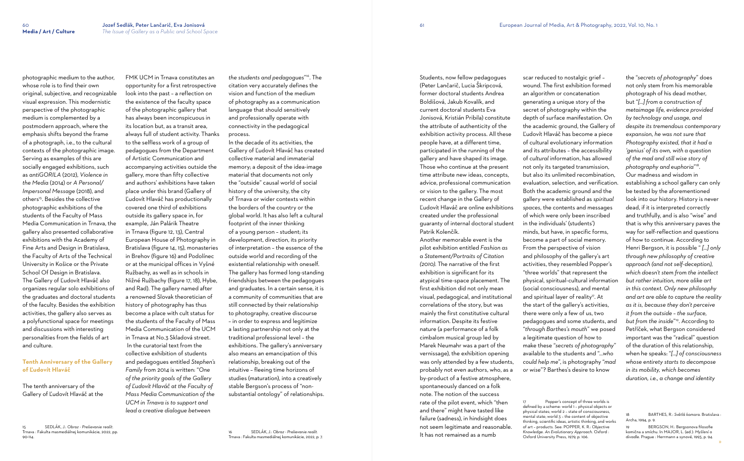photographic medium to the author, whose role is to find their own original, subjective, and recognizable visual expression. This modernistic perspective of the photographic medium is complemented by a postmodern approach, where the emphasis shifts beyond the frame of a photograph, i.e., to the cultural contexts of the photographic image. Serving as examples of this are socially engaged exhibitions, such as *antiGORILA* (2012), *Violence in the Media* (2014) or *A Personal/ Impersonal Message* (2018), and others[15]. Besides the collective photographic exhibitions of the students of the Faculty of Mass Media Communication in Trnava, the gallery also presented collaborative exhibitions with the Academy of Fine Arts and Design in Bratislava, the Faculty of Arts of the Technical University in Košice or the Private School Of Design in Bratislava. The Gallery of Ľudovít Hlaváč also organizes regular solo exhibitions of the graduates and doctoral students of the faculty. Besides the exhibition activities, the gallery also serves as a polyfunctional space for meetings and discussions with interesting personalities from the fields of art and culture.

## Tenth Anniversary of the Gallery of Ľudovít Hlaváč

The tenth anniversary of the Gallery of Ľudovít Hlaváč at the FMK UCM in Trnava constitutes an opportunity for a first retrospective look into the past – a reflection on the existence of the faculty space of the photographic gallery that has always been inconspicuous in its location but, as a transit area, always full of student activity. Thanks to the selfless work of a group of pedagogues from the Department of Artistic Communication and accompanying activities outside the gallery, more than fifty collective and authors' exhibitions have taken place under this brand (Gallery of Ľudovít Hlaváč has productionally covered one third of exhibitions outside its gallery space in, for example, Ján Palárik Theatre in Trnava (figure 12, 13), Central European House of Photography in Bratislava (figure 14, 15), monasteries in Brehov (figure 16) and Podolínec or at the municipal offices in Vyšné Ružbachy, as well as in schools in Nižné Ružbachy (figure 17, 18), Hybe, and Rad). The gallery named after a renowned Slovak theoretician of history of photography has thus become a place with cult status for the students of the Faculty of Mass Media Communication of the UCM in Trnava at No.3 Skladová street. In the curatorial text from the collective exhibition of students and pedagogues entitled *Stephen's Family* from 2014 is written: "*One of the priority goals of the Gallery of Ľudovít Hlaváč at the Faculty of Mass Media Communication of the UCM in Trnava is to support and lead a creative dialogue between the students and pedagogues*"[16]. The citation very accurately defines the vision and function of the medium of photography as a communication language that should sensitively and professionally operate with connectivity in the pedagogical process.

In the decade of its activities, the Gallery of Ľudovít Hlaváč has created collective material and immaterial memory; a deposit of the idea-image material that documents not only the "outside" causal world of social history of the university, the city of Trnava or wider contexts within the borders of the country or the global world. It has also left a cultural footprint of the inner thinking of a young person – student; its development, direction, its priority of interpretation – the essence of the outside world and recording of the existential relationship with oneself. The gallery has formed long-standing friendships between the pedagogues and graduates. In a certain sense, it is a community of communities that are still connected by their relationship to photography, creative discourse – in order to express and legitimize a lasting partnership not only at the traditional professional level – the exhibitions. The gallery's anniversary also means an emancipation of this relationship, breaking out of the intuitive – fleeing time horizons of studies (maturation), into a creatively stable Bergson's process of "non-substantial ontology" of relationships.

Students, now fellow pedagogues (Peter Lančarič, Lucia Škripcová, former doctoral students Andrea Boldišová, Jakub Kovalík, and current doctoral students Eva Jonisová, Kristián Pribila) constitute the attribute of authenticity of the exhibition activity process. All these people have, at a different time, participated in the running of the gallery and have shaped its image. Those who continue at the present time attribute new ideas, concepts, advice, professional communication or vision to the gallery. The most recent change in the Gallery of Ľudovít Hlaváč are online exhibitions created under the professional guaranty of internal doctoral student Patrik Kolenčík.

Another memorable event is the pilot exhibition entitled *Fashion as a Statement/Portraits of Citation (2010).* The narrative of the first exhibition is significant for its atypical time-space placement. The first exhibition did not only mean visual, pedagogical, and institutional correlations of the story, but was mainly the first constitutive cultural information. Despite its festive nature (a performance of a folk cimbalom musical group led by Marek Neumahr was a part of the vernissage), the exhibition opening was only attended by a few students, probably not even authors, who, as a by-product of a festive atmosphere, spontaneously danced on a folk note. The notion of the success rate of the pilot event, which "then and there" might have tasted like failure (sadness), in hindsight does not seem legitimate and reasonable. It has not remained as a numb scar reduced to nostalgic grief – wound. The first exhibition formed an algorithm or concatenation generating a unique story of the secret of photography within the depth of surface manifestation. On the academic ground, the Gallery of Ľudovít Hlaváč has become a piece of cultural evolutionary information and its attributes – the accessibility of *cultural* information, has allowed not only its targeted transmission, but also its unlimited recombination, evaluation, selection, and verification. Both the academic ground and the gallery were established as *spiritual spaces*, the contents and messages of which were only been inscribed in the individuals' (students') minds, but have, in specific forms, become a part of social memory. From the perspective of vision and philosophy of the gallery's art activities, they resembled Popper's "three worlds" that represent the physical, spiritual-cultural information (social consciousness), and mental and spiritual layer of reality[17]. At the start of the gallery's activities, there were only a few of us, two pedagogues and some students, and "*through Barthes's mouth*" we posed a legitimate question of how to make these "*secrets of photography*" available to the students and "*...who could help me*", is photography "*mad or wise*"? Barthes's desire to know the "*secrets of photography*" does not only stem from his memorable photograph of his dead mother, but "*[...] from a construction of metaimage life, evidence provided by technology and usage, and despite its tremendous contemporary expansion, he was not sure that Photography existed, that it had a 'genius' of its own, with a question of the mad and still wise story of photography and euphoria*"[18]. Our madness and wisdom in establishing a school gallery can only be tested by the aforementioned look into our history. History is never dead, if it is interpreted correctly and truthfully, and is also "wise" and that is why this anniversary paves the way for self-reflection and questions of how to continue. According to Henri Bergson, it is possible "*[...] only through new philosophy of creative approach (and not self-deception), which doesn't stem from the intellect but rather intuition, more alike art in this context. Only new philosophy and art are able to capture the reality as it is, because they don't perceive it from the outside – the surface, but from the inside*"[19]. According to Petříček, what Bergson considered important was the "radical" question of the duration of this relationship, when he speaks: "*[...] of consciousness whose entirety starts to decompose in its mobility, which becomes duration, i.e., a change and identity*

---

15 SEDLÁK, J.: *Obraz - Prelievanie reálít.* Trnava : Fakulta masmediálnej komunikácie, 2022, pp. 90-114.

16 SEDLÁK, J.: *Obraz - Prelievanie reálít.* Trnava : Fakulta masmediálnej komunikácie, 2022, p. 7.

17 Popper's concept of three worlds is defined by a scheme: world 1 – physical objects or physical states; world 2 – state of consciousness, mental state; world 3 – the content of objective thinking, scientific ideas, artistic thinking, and works of art – products. See: POPPER, K. R.: *Objective Knowledge. An Evolutionary Approach.* Oxford : Oxford University Press, 1979, p. 106.

18 BARTHES, R.: *Světlá komora.* Bratislava : Archa, 1994, p. 9.

19 BERGSON, H.: Bergsonova filosofie komična a smíchu. In MAJOR, L. (ed.): *Myšlení o divadle.* Prague : Herrmann a synové, 1993, p. 94.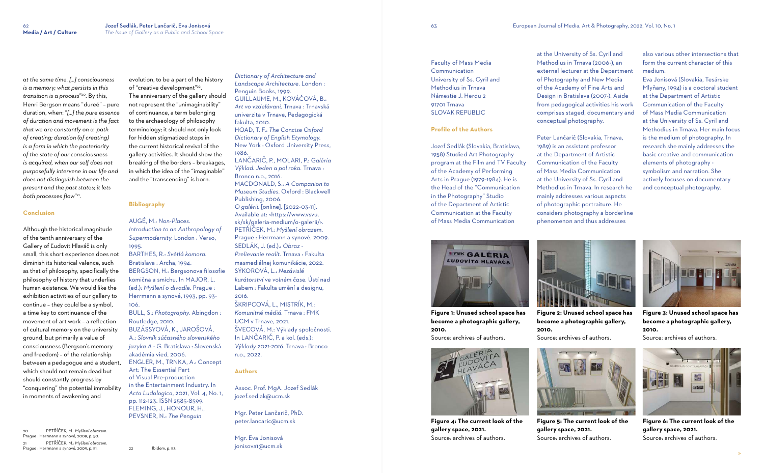*at the same time. [...] consciousness is a memory; what persists in this transition is a process*"[20]. By this, Henri Bergson means "dureé" – pure duration, when: "*[...] the pure essence of duration and movement is the fact that we are constantly on a path of creating; duration (of creating) is a form in which the posteriority of the state of our consciousness is acquired, when our self does not purposefully intervene in our life and does not distinguish between the present and the past states; it lets both processes flow*"[21].

## Conclusion

Although the historical magnitude of the tenth anniversary of the Gallery of Ľudovít Hlaváč is only small, this short experience does not diminish its historical valence, such as that of philosophy, specifically the philosophy of history that underlies human existence. We would like the exhibition activities of our gallery to continue – they could be a symbol, a time key to continuance of the movement of art work – a reflection of cultural memory on the university ground, but primarily a value of consciousness (Bergson's memory and freedom) – of the relationship between a pedagogue and a student, which should not remain dead but should constantly progress by "conquering" the potential immobility in moments of awakening and evolution, to be a part of the history of "creative development"[22]. The anniversary of the gallery should not represent the "unimaginability" of continuance, a term belonging to the archaeology of philosophy terminology; it should not only look for hidden stigmatized stops in the current historical revival of the gallery activities. It should show the breaking of the borders – breakages, in which the idea of the "imaginable" and the "transcending" is born.

## Bibliography

AUGÉ, M.: *Non-Places. Introduction to an Anthropology of Supermodernity*. London : Verso, 1995.
BARTHES, R.: *Světlá komora*. Bratislava : Archa, 1994.
BERGSON, H.: Bergsonova filosofie komična a smíchu. In MAJOR, L. (ed.): *Myšlení o divadle*. Prague : Herrmann a synové, 1993, pp. 93-106.
BULL, S.: *Photography*. Abingdon : Routledge, 2010.
BUZÁSSYOVÁ, K., JAROŠOVÁ, A.: *Slovník súčasného slovenského jazyka A - G*. Bratislava : Slovenská akadémia vied, 2006.
ENGLER, M., TRNKA, A.: Concept Art: The Essential Part of Visual Pre-production in the Entertainment Industry. In *Acta Ludologica*, 2021, Vol. 4, No. 1, pp. 112-123. ISSN 2585-8599.
FLEMING, J., HONOUR, H., PEVSNER, N.: *The Penguin Dictionary of Architecture and Landscape Architecture*. London : Penguin Books, 1999.
GUILLAUME, M., KOVÁČOVÁ, B.: *Art vo vzdelávaní*. Trnava : Trnavská univerzita v Trnave, Pedagogická fakulta, 2010.
HOAD, T. F.: *The Concise Oxford Dictionary of English Etymology*. New York : Oxford University Press, 1986.
LANČARIČ, P., MOLARI, P.: *Galéria Výklad. Jeden a pol roka*. Trnava : Bronco n.o., 2016.
MACDONALD, S.: *A Companion to Museum Studies*. Oxford : Blackwell Publishing, 2006.
*O galérii*. [online]. [2022-03-11]. Available at: <https://www.vsvu.sk/sk/galeria-medium/o-galerii/>.
PETŘÍČEK, M.: *Myšlení obrazem*. Prague : Herrmann a synové, 2009.
SEDLÁK, J. (ed.).: *Obraz - Prelievanie realít*. Trnava : Fakulta masmediálnej komunikácie, 2022.
SÝKOROVÁ, L.: *Nezávislé kurátorství ve volném čase*. Ústí nad Labem : Fakulta umění a designu, 2016.
ŠKRIPCOVÁ, L., MISTRÍK, M.: *Komunitné médiá*. Trnava : FMK UCM v Trnave, 2021.
ŠVECOVÁ, M.: Výklady spoločnosti. In LANČARIČ, P. a kol. (eds.): *Výklady 2021-2016*. Trnava : Bronco n.o., 2022.

## Authors

Assoc. Prof. MgA. Jozef Sedlák
jozef.sedlak@ucm.sk

Mgr. Peter Lančarič, PhD.
peter.lancaric@ucm.sk

Mgr. Eva Jonisová
jonisova1@ucm.sk

Faculty of Mass Media Communication
University of Ss. Cyril and Methodius in Trnava
Námestie J. Herdu 2
917 01 Trnava
SLOVAK REPUBLIC

## Profile of the Authors

Jozef Sedlák (Slovakia, Bratislava, 1958) Studied Art Photography program at the Film and TV Faculty of the Academy of Performing Arts in Prague (1979-1984). He is the Head of the "Communication in the Photography" Studio of the Department of Artistic Communication at the Faculty of Mass Media Communication at the University of Ss. Cyril and Methodius in Trnava (2006-), an external lecturer at the Department of Photography and New Media of the Academy of Fine Arts and Design in Bratislava (2007-). Aside from pedagogical activities his work comprises staged, documentary and conceptual photography.

Peter Lančarič (Slovakia, Trnava, 1989) is an assistant professor at the Department of Artistic Communication of the Faculty of Mass Media Communication at the University of Ss. Cyril and Methodius in Trnava. In research he mainly addresses various aspects of photographic portraiture. He considers photography a borderline phenomenon and thus addresses also various other intersections that form the current character of this medium.

Eva Jonisová (Slovakia, Tesárske Mlyňany, 1994) is a doctoral student at the Department of Artistic Communication of the Faculty of Mass Media Communication at the University of Ss. Cyril and Methodius in Trnava. Her main focus is the medium of photography. In research she mainly addresses the basic creative and communication elements of photography - symbolism and narration. She actively focuses on documentary and conceptual photography.

**Figure 1: Unused school space has become a photographic gallery, 2010.**
Source: archives of authors.

**Figure 2: Unused school space has become a photographic gallery, 2010.**
Source: archives of authors.

**Figure 3: Unused school space has become a photographic gallery, 2010.**
Source: archives of authors.

**Figure 4: The current look of the gallery space, 2021.**
Source: archives of authors.

**Figure 5: The current look of the gallery space, 2021.**
Source: archives of authors.

**Figure 6: The current look of the gallery space, 2021.**
Source: archives of authors.

---

[20] PETŘÍČEK, M.: *Myšlení obrazem*. Prague : Herrmann a synové, 2009, p. 50.
[21] PETŘÍČEK, M.: *Myšlení obrazem*. Prague : Herrmann a synové, 2009, p. 51.
[22] Ibidem, p. 53.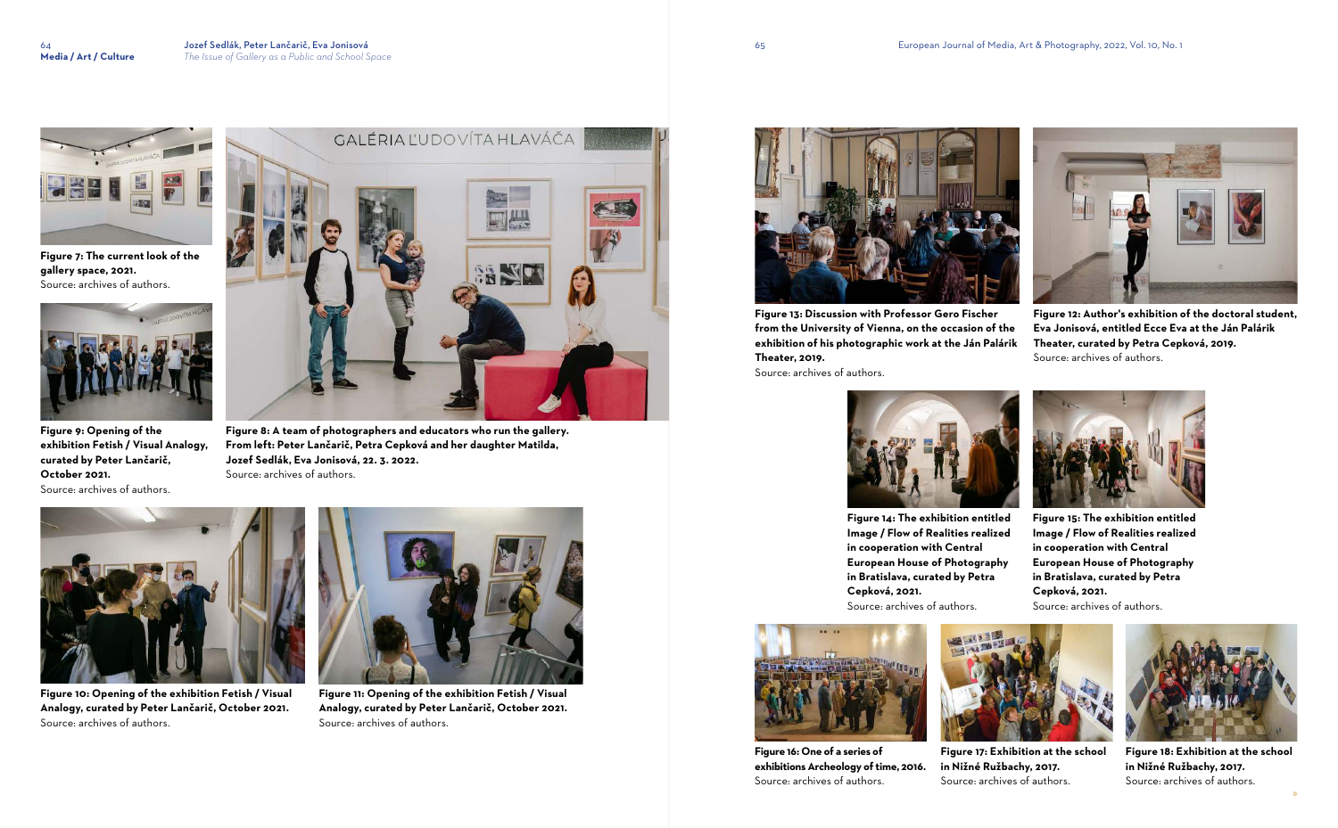**Figure 7: The current look of the gallery space, 2021.**
Source: archives of authors.

**Figure 8: A team of photographers and educators who run the gallery. From left: Peter Lančarič, Petra Cepková and her daughter Matilda, Jozef Sedlák, Eva Jonisová, 22. 3. 2022.**
Source: archives of authors.

**Figure 9: Opening of the exhibition Fetish / Visual Analogy, curated by Peter Lančarič, October 2021.**
Source: archives of authors.

**Figure 10: Opening of the exhibition Fetish / Visual Analogy, curated by Peter Lančarič, October 2021.**
Source: archives of authors.

**Figure 11: Opening of the exhibition Fetish / Visual Analogy, curated by Peter Lančarič, October 2021.**
Source: archives of authors.

**Figure 13: Discussion with Professor Gero Fischer from the University of Vienna, on the occasion of the exhibition of his photographic work at the Ján Palárik Theater, 2019.**
Source: archives of authors.

**Figure 12: Author's exhibition of the doctoral student, Eva Jonisová, entitled Ecce Eva at the Ján Palárik Theater, curated by Petra Cepková, 2019.**
Source: archives of authors.

**Figure 14: The exhibition entitled Image / Flow of Realities realized in cooperation with Central European House of Photography in Bratislava, curated by Petra Cepková, 2021.**
Source: archives of authors.

**Figure 15: The exhibition entitled Image / Flow of Realities realized in cooperation with Central European House of Photography in Bratislava, curated by Petra Cepková, 2021.**
Source: archives of authors.

**Figure 16: One of a series of exhibitions Archeology of time, 2016.**
Source: archives of authors.

**Figure 17: Exhibition at the school in Nižné Ružbachy, 2017.**
Source: archives of authors.

**Figure 18: Exhibition at the school in Nižné Ružbachy, 2017.**
Source: archives of authors.